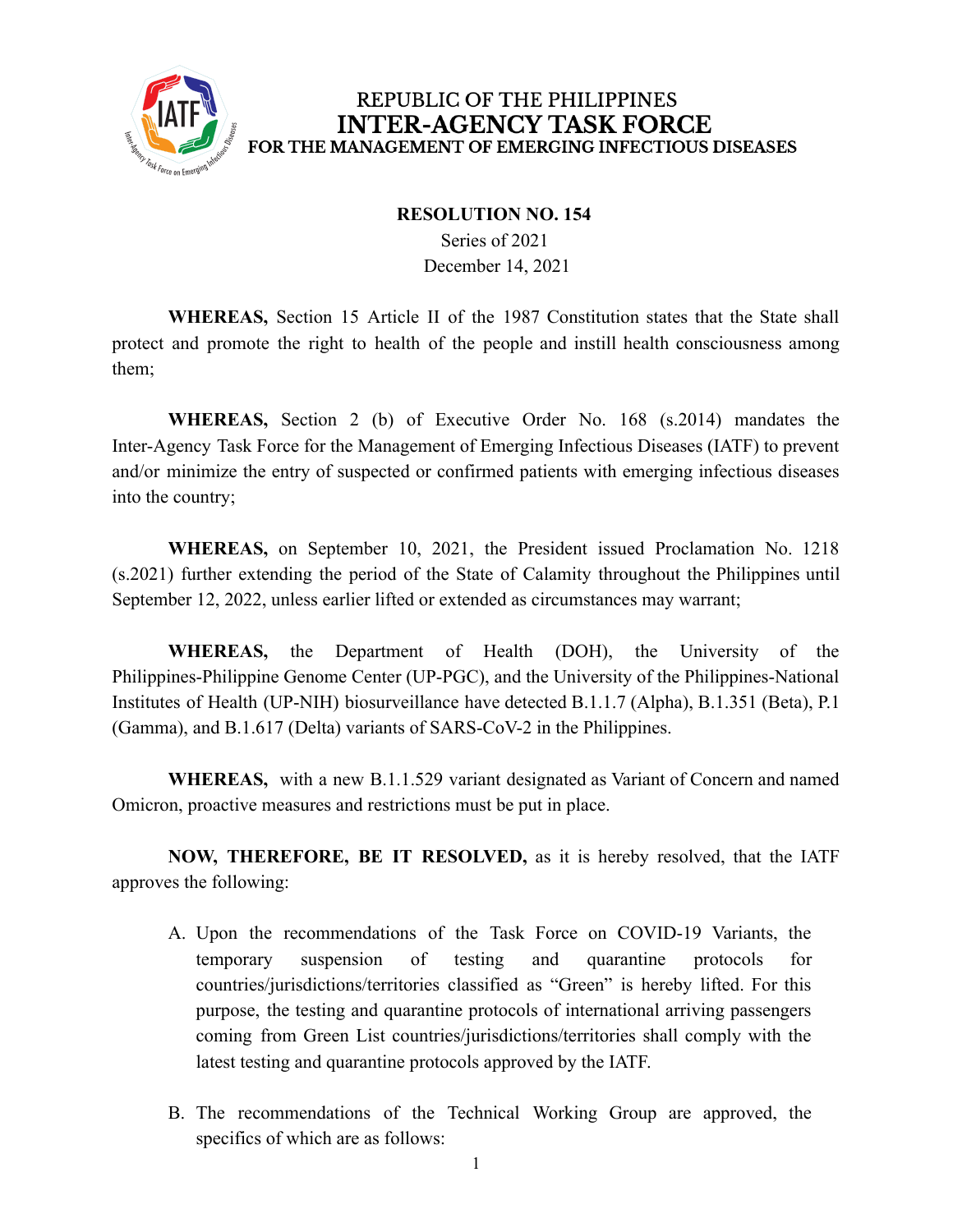# REPUBLIC OF THE PHILIPPINES
# INTER-AGENCY TASK FORCE
## FOR THE MANAGEMENT OF EMERGING INFECTIOUS DISEASES

**RESOLUTION NO. 154**
Series of 2021
December 14, 2021

**WHEREAS,** Section 15 Article II of the 1987 Constitution states that the State shall protect and promote the right to health of the people and instill health consciousness among them;

**WHEREAS,** Section 2 (b) of Executive Order No. 168 (s.2014) mandates the Inter-Agency Task Force for the Management of Emerging Infectious Diseases (IATF) to prevent and/or minimize the entry of suspected or confirmed patients with emerging infectious diseases into the country;

**WHEREAS,** on September 10, 2021, the President issued Proclamation No. 1218 (s.2021) further extending the period of the State of Calamity throughout the Philippines until September 12, 2022, unless earlier lifted or extended as circumstances may warrant;

**WHEREAS,** the Department of Health (DOH), the University of the Philippines-Philippine Genome Center (UP-PGC), and the University of the Philippines-National Institutes of Health (UP-NIH) biosurveillance have detected B.1.1.7 (Alpha), B.1.351 (Beta), P.1 (Gamma), and B.1.617 (Delta) variants of SARS-CoV-2 in the Philippines.

**WHEREAS,** with a new B.1.1.529 variant designated as Variant of Concern and named Omicron, proactive measures and restrictions must be put in place.

**NOW, THEREFORE, BE IT RESOLVED,** as it is hereby resolved, that the IATF approves the following:

A. Upon the recommendations of the Task Force on COVID-19 Variants, the temporary suspension of testing and quarantine protocols for countries/jurisdictions/territories classified as "Green" is hereby lifted. For this purpose, the testing and quarantine protocols of international arriving passengers coming from Green List countries/jurisdictions/territories shall comply with the latest testing and quarantine protocols approved by the IATF.

B. The recommendations of the Technical Working Group are approved, the specifics of which are as follows: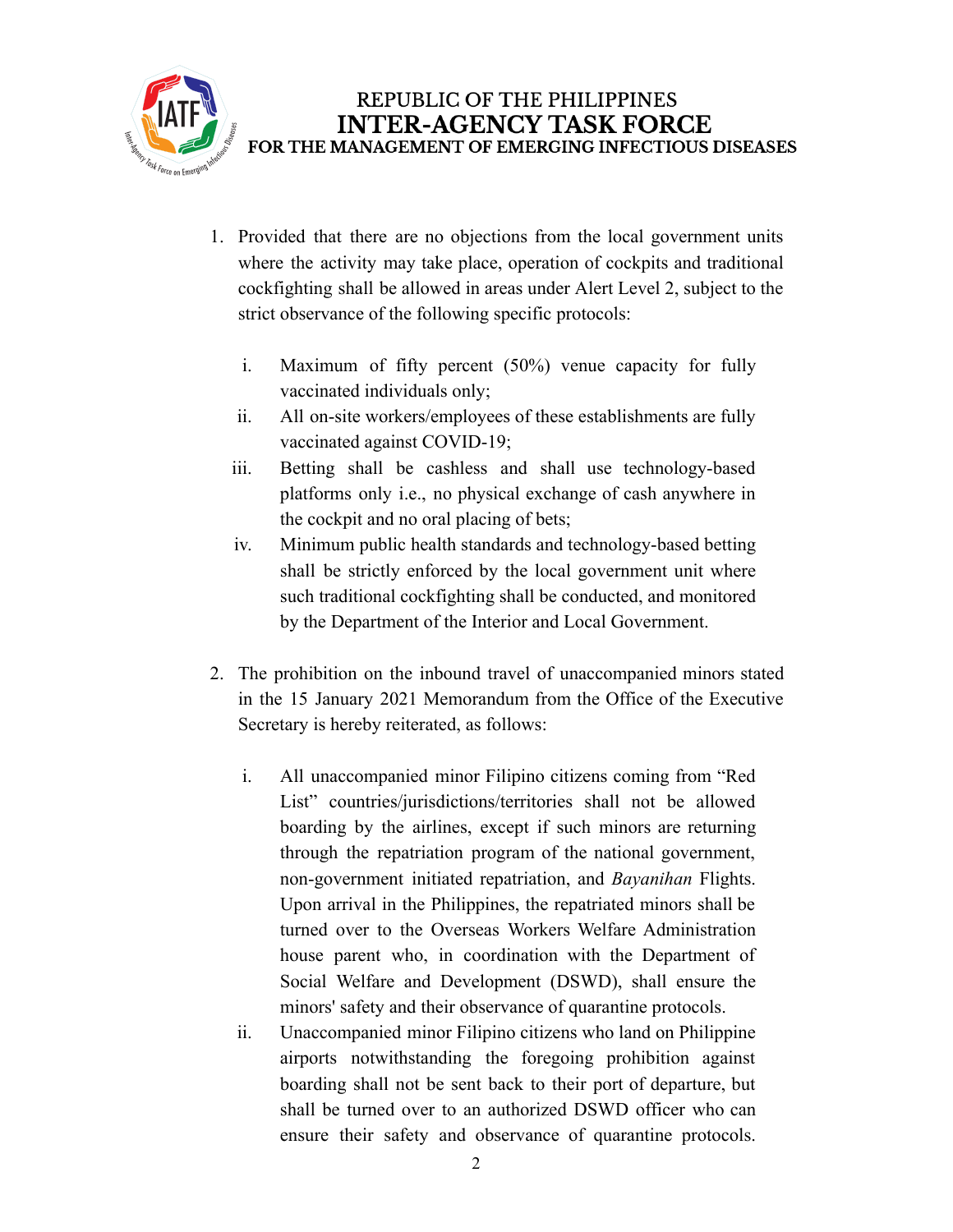1. Provided that there are no objections from the local government units where the activity may take place, operation of cockpits and traditional cockfighting shall be allowed in areas under Alert Level 2, subject to the strict observance of the following specific protocols:

    i. Maximum of fifty percent (50%) venue capacity for fully vaccinated individuals only;
    ii. All on-site workers/employees of these establishments are fully vaccinated against COVID-19;
    iii. Betting shall be cashless and shall use technology-based platforms only i.e., no physical exchange of cash anywhere in the cockpit and no oral placing of bets;
    iv. Minimum public health standards and technology-based betting shall be strictly enforced by the local government unit where such traditional cockfighting shall be conducted, and monitored by the Department of the Interior and Local Government.

2. The prohibition on the inbound travel of unaccompanied minors stated in the 15 January 2021 Memorandum from the Office of the Executive Secretary is hereby reiterated, as follows:

    i. All unaccompanied minor Filipino citizens coming from "Red List" countries/jurisdictions/territories shall not be allowed boarding by the airlines, except if such minors are returning through the repatriation program of the national government, non-government initiated repatriation, and *Bayanihan* Flights. Upon arrival in the Philippines, the repatriated minors shall be turned over to the Overseas Workers Welfare Administration house parent who, in coordination with the Department of Social Welfare and Development (DSWD), shall ensure the minors' safety and their observance of quarantine protocols.
    ii. Unaccompanied minor Filipino citizens who land on Philippine airports notwithstanding the foregoing prohibition against boarding shall not be sent back to their port of departure, but shall be turned over to an authorized DSWD officer who can ensure their safety and observance of quarantine protocols.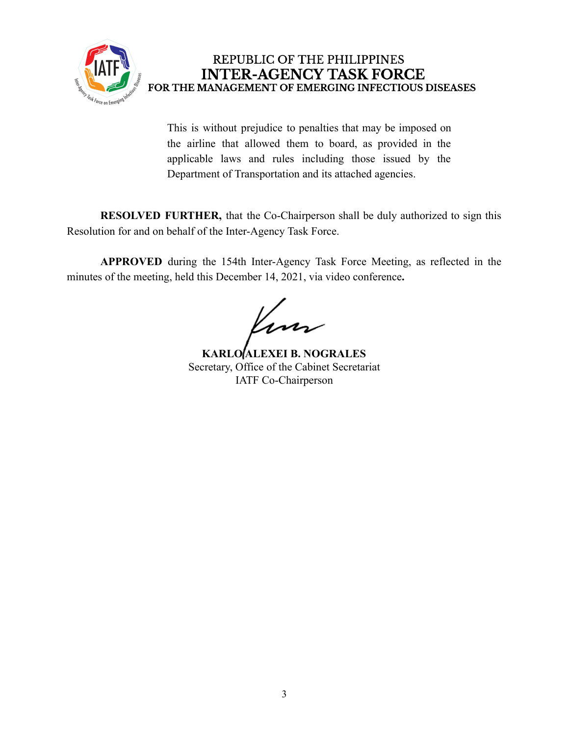This is without prejudice to penalties that may be imposed on the airline that allowed them to board, as provided in the applicable laws and rules including those issued by the Department of Transportation and its attached agencies.

**RESOLVED FURTHER,** that the Co-Chairperson shall be duly authorized to sign this Resolution for and on behalf of the Inter-Agency Task Force.

**APPROVED** during the 154th Inter-Agency Task Force Meeting, as reflected in the minutes of the meeting, held this December 14, 2021, via video conference**.**

**KARLO ALEXEI B. NOGRALES**
Secretary, Office of the Cabinet Secretariat
IATF Co-Chairperson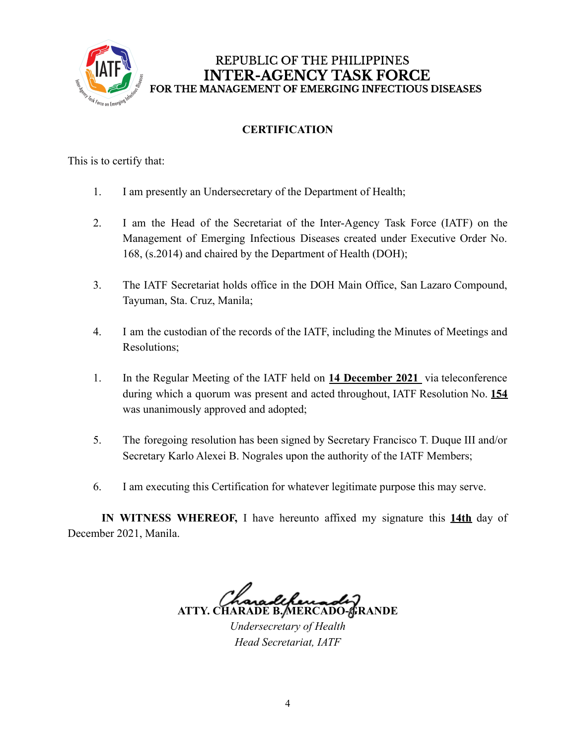REPUBLIC OF THE PHILIPPINES
**INTER-AGENCY TASK FORCE**
**FOR THE MANAGEMENT OF EMERGING INFECTIOUS DISEASES**

## CERTIFICATION

This is to certify that:

1. I am presently an Undersecretary of the Department of Health;

2. I am the Head of the Secretariat of the Inter-Agency Task Force (IATF) on the Management of Emerging Infectious Diseases created under Executive Order No. 168, (s.2014) and chaired by the Department of Health (DOH);

3. The IATF Secretariat holds office in the DOH Main Office, San Lazaro Compound, Tayuman, Sta. Cruz, Manila;

4. I am the custodian of the records of the IATF, including the Minutes of Meetings and Resolutions;

1. In the Regular Meeting of the IATF held on **14 December 2021** via teleconference during which a quorum was present and acted throughout, IATF Resolution No. **154** was unanimously approved and adopted;

5. The foregoing resolution has been signed by Secretary Francisco T. Duque III and/or Secretary Karlo Alexei B. Nograles upon the authority of the IATF Members;

6. I am executing this Certification for whatever legitimate purpose this may serve.

**IN WITNESS WHEREOF,** I have hereunto affixed my signature this **14th** day of December 2021, Manila.

**ATTY. CHARADE B. MERCADO-GRANDE**
*Undersecretary of Health*
*Head Secretariat, IATF*